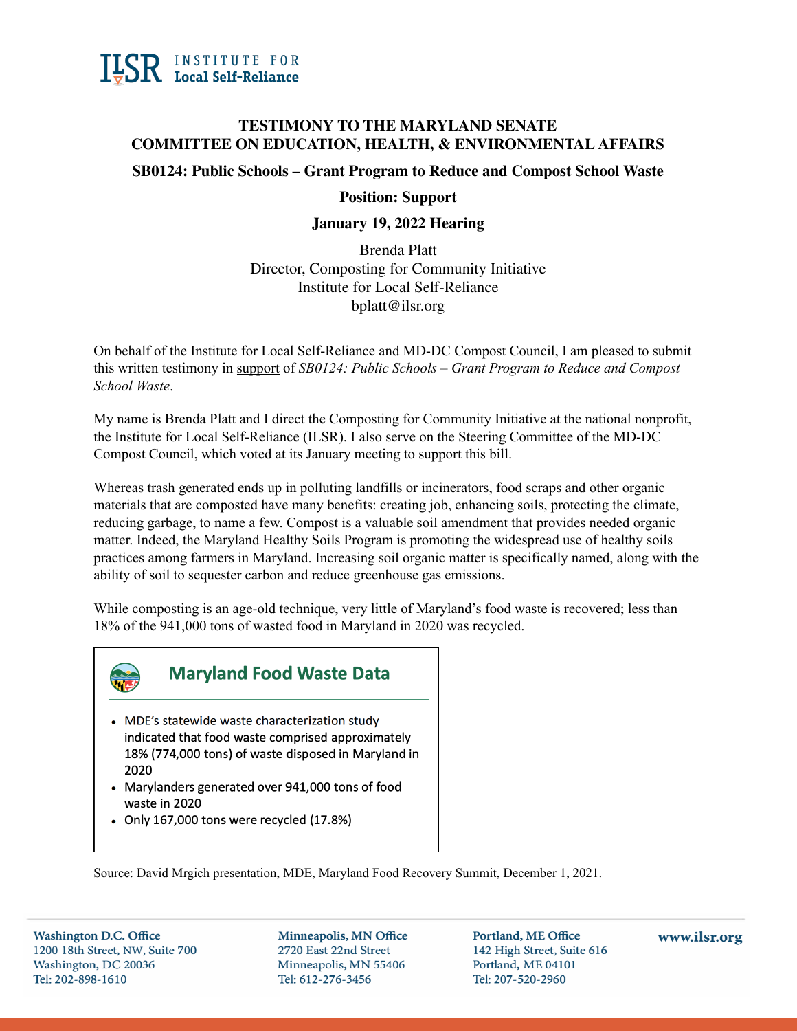ILSR INSTITUTE FOR Local Self-Reliance

# TESTIMONY TO THE MARYLAND SENATE COMMITTEE ON EDUCATION, HEALTH, & ENVIRONMENTAL AFFAIRS

## SB0124: Public Schools – Grant Program to Reduce and Compost School Waste

**Position: Support**

**January 19, 2022 Hearing**

Brenda Platt
Director, Composting for Community Initiative
Institute for Local Self-Reliance
bplatt@ilsr.org

On behalf of the Institute for Local Self-Reliance and MD-DC Compost Council, I am pleased to submit this written testimony in support of *SB0124: Public Schools – Grant Program to Reduce and Compost School Waste*.

My name is Brenda Platt and I direct the Composting for Community Initiative at the national nonprofit, the Institute for Local Self-Reliance (ILSR). I also serve on the Steering Committee of the MD-DC Compost Council, which voted at its January meeting to support this bill.

Whereas trash generated ends up in polluting landfills or incinerators, food scraps and other organic materials that are composted have many benefits: creating job, enhancing soils, protecting the climate, reducing garbage, to name a few. Compost is a valuable soil amendment that provides needed organic matter. Indeed, the Maryland Healthy Soils Program is promoting the widespread use of healthy soils practices among farmers in Maryland. Increasing soil organic matter is specifically named, along with the ability of soil to sequester carbon and reduce greenhouse gas emissions.

While composting is an age-old technique, very little of Maryland's food waste is recovered; less than 18% of the 941,000 tons of wasted food in Maryland in 2020 was recycled.

**Maryland Food Waste Data**

- MDE's statewide waste characterization study indicated that food waste comprised approximately 18% (774,000 tons) of waste disposed in Maryland in 2020
- Marylanders generated over 941,000 tons of food waste in 2020
- Only 167,000 tons were recycled (17.8%)

Source: David Mrgich presentation, MDE, Maryland Food Recovery Summit, December 1, 2021.

**Washington D.C. Office**
1200 18th Street, NW, Suite 700
Washington, DC 20036
Tel: 202-898-1610

**Minneapolis, MN Office**
2720 East 22nd Street
Minneapolis, MN 55406
Tel: 612-276-3456

**Portland, ME Office**
142 High Street, Suite 616
Portland, ME 04101
Tel: 207-520-2960

**www.ilsr.org**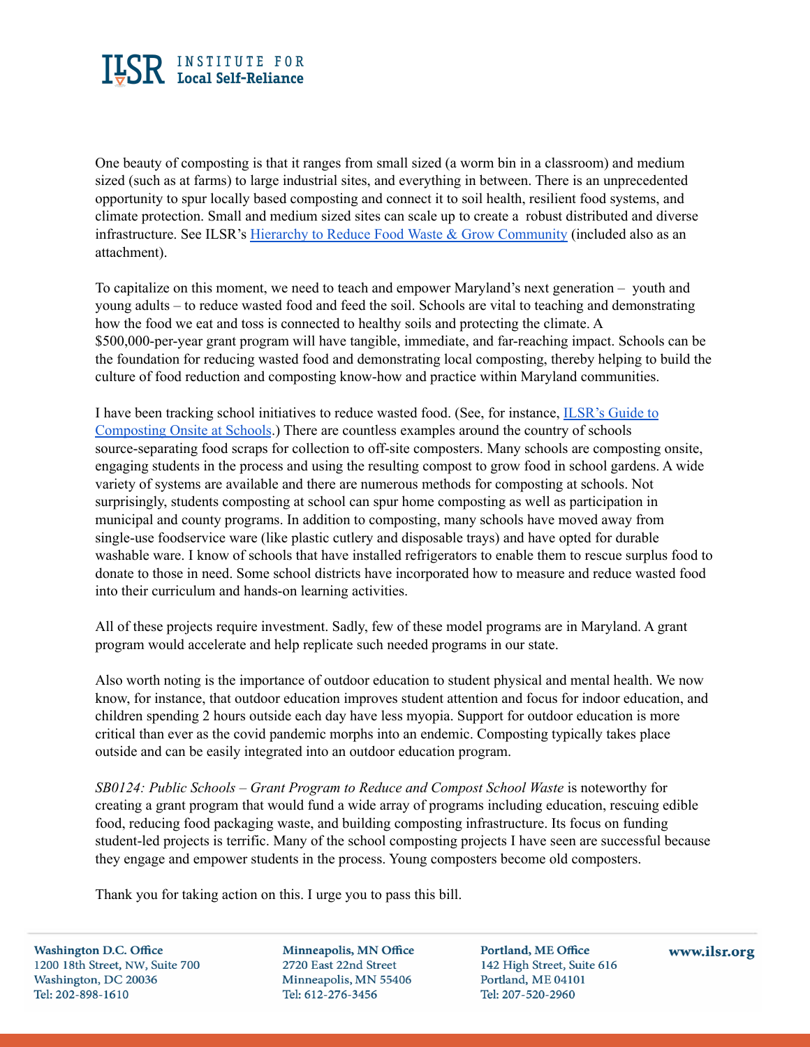One beauty of composting is that it ranges from small sized (a worm bin in a classroom) and medium sized (such as at farms) to large industrial sites, and everything in between. There is an unprecedented opportunity to spur locally based composting and connect it to soil health, resilient food systems, and climate protection. Small and medium sized sites can scale up to create a robust distributed and diverse infrastructure. See ILSR's Hierarchy to Reduce Food Waste & Grow Community (included also as an attachment).

To capitalize on this moment, we need to teach and empower Maryland's next generation – youth and young adults – to reduce wasted food and feed the soil. Schools are vital to teaching and demonstrating how the food we eat and toss is connected to healthy soils and protecting the climate. A $500,000-per-year grant program will have tangible, immediate, and far-reaching impact. Schools can be the foundation for reducing wasted food and demonstrating local composting, thereby helping to build the culture of food reduction and composting know-how and practice within Maryland communities.

I have been tracking school initiatives to reduce wasted food. (See, for instance, ILSR's Guide to Composting Onsite at Schools.) There are countless examples around the country of schools source-separating food scraps for collection to off-site composters. Many schools are composting onsite, engaging students in the process and using the resulting compost to grow food in school gardens. A wide variety of systems are available and there are numerous methods for composting at schools. Not surprisingly, students composting at school can spur home composting as well as participation in municipal and county programs. In addition to composting, many schools have moved away from single-use foodservice ware (like plastic cutlery and disposable trays) and have opted for durable washable ware. I know of schools that have installed refrigerators to enable them to rescue surplus food to donate to those in need. Some school districts have incorporated how to measure and reduce wasted food into their curriculum and hands-on learning activities.

All of these projects require investment. Sadly, few of these model programs are in Maryland. A grant program would accelerate and help replicate such needed programs in our state.

Also worth noting is the importance of outdoor education to student physical and mental health. We now know, for instance, that outdoor education improves student attention and focus for indoor education, and children spending 2 hours outside each day have less myopia. Support for outdoor education is more critical than ever as the covid pandemic morphs into an endemic. Composting typically takes place outside and can be easily integrated into an outdoor education program.

*SB0124: Public Schools – Grant Program to Reduce and Compost School Waste* is noteworthy for creating a grant program that would fund a wide array of programs including education, rescuing edible food, reducing food packaging waste, and building composting infrastructure. Its focus on funding student-led projects is terrific. Many of the school composting projects I have seen are successful because they engage and empower students in the process. Young composters become old composters.

Thank you for taking action on this. I urge you to pass this bill.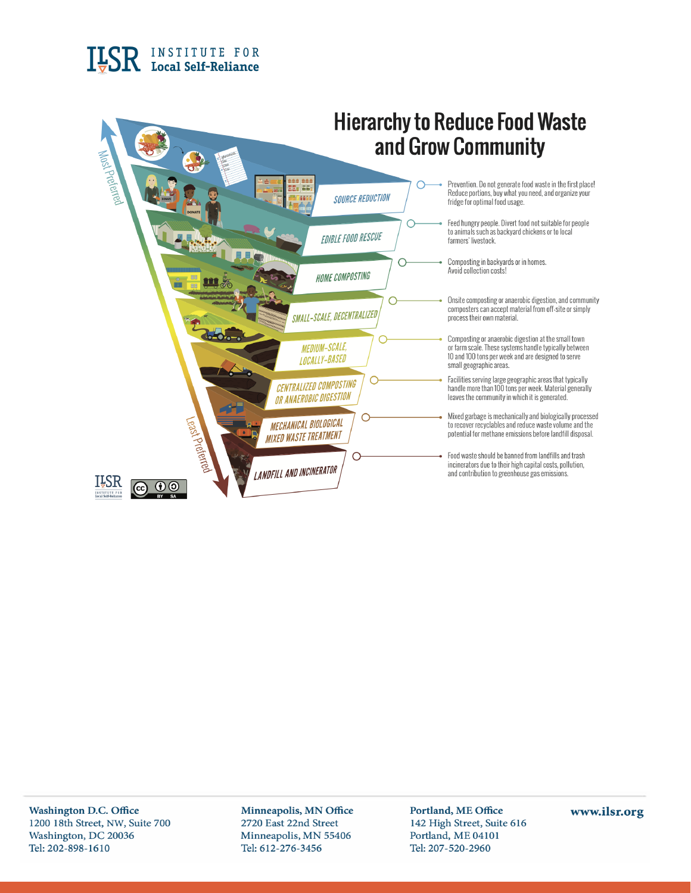# Hierarchy to Reduce Food Waste and Grow Community

Most Preferred

**SOURCE REDUCTION** — Prevention. Do not generate food waste in the first place! Reduce portions, buy what you need, and organize your fridge for optimal food usage.

**EDIBLE FOOD RESCUE** — Feed hungry people. Divert food not suitable for people to animals such as backyard chickens or to local farmers' livestock.

**HOME COMPOSTING** — Composting in backyards or in homes. Avoid collection costs!

**SMALL-SCALE, DECENTRALIZED** — Onsite composting or anaerobic digestion, and community composters can accept material from off-site or simply process their own material.

**MEDIUM-SCALE, LOCALLY-BASED** — Composting or anaerobic digestion at the small town or farm scale. These systems handle typically between 10 and 100 tons per week and are designed to serve small geographic areas.

**CENTRALIZED COMPOSTING OR ANAEROBIC DIGESTION** — Facilities serving large geographic areas that typically handle more than 100 tons per week. Material generally leaves the community in which it is generated.

**MECHANICAL BIOLOGICAL MIXED WASTE TREATMENT** — Mixed garbage is mechanically and biologically processed to recover recyclables and reduce waste volume and the potential for methane emissions before landfill disposal.

**LANDFILL AND INCINERATOR** — Food waste should be banned from landfills and trash incinerators due to their high capital costs, pollution, and contribution to greenhouse gas emissions.

Least Preferred

**Washington D.C. Office**
1200 18th Street, NW, Suite 700
Washington, DC 20036
Tel: 202-898-1610

**Minneapolis, MN Office**
2720 East 22nd Street
Minneapolis, MN 55406
Tel: 612-276-3456

**Portland, ME Office**
142 High Street, Suite 616
Portland, ME 04101
Tel: 207-520-2960

**www.ilsr.org**